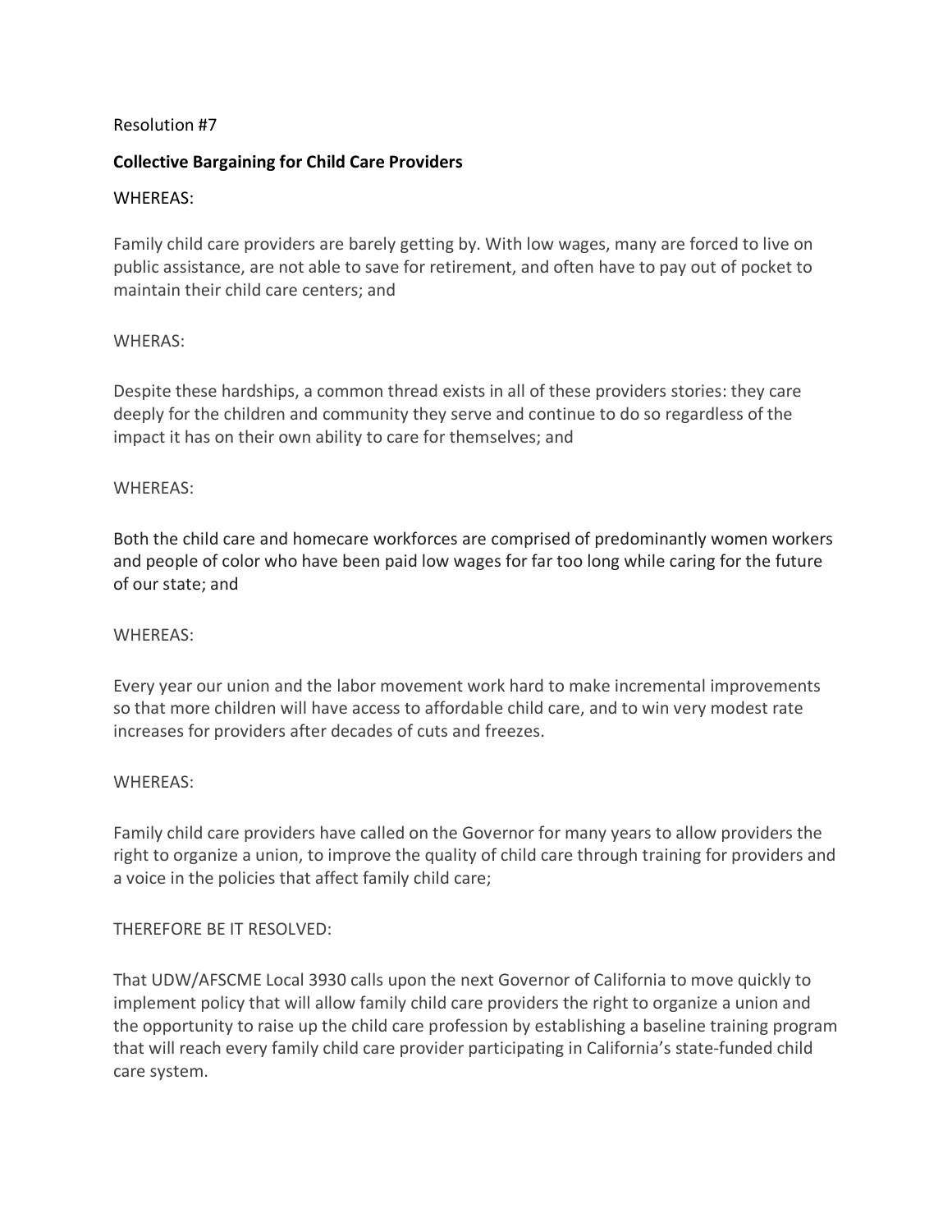Resolution #7

**Collective Bargaining for Child Care Providers**

WHEREAS:

Family child care providers are barely getting by. With low wages, many are forced to live on public assistance, are not able to save for retirement, and often have to pay out of pocket to maintain their child care centers; and

WHERAS:

Despite these hardships, a common thread exists in all of these providers stories: they care deeply for the children and community they serve and continue to do so regardless of the impact it has on their own ability to care for themselves; and

WHEREAS:

Both the child care and homecare workforces are comprised of predominantly women workers and people of color who have been paid low wages for far too long while caring for the future of our state; and

WHEREAS:

Every year our union and the labor movement work hard to make incremental improvements so that more children will have access to affordable child care, and to win very modest rate increases for providers after decades of cuts and freezes.

WHEREAS:

Family child care providers have called on the Governor for many years to allow providers the right to organize a union, to improve the quality of child care through training for providers and a voice in the policies that affect family child care;

THEREFORE BE IT RESOLVED:

That UDW/AFSCME Local 3930 calls upon the next Governor of California to move quickly to implement policy that will allow family child care providers the right to organize a union and the opportunity to raise up the child care profession by establishing a baseline training program that will reach every family child care provider participating in California's state-funded child care system.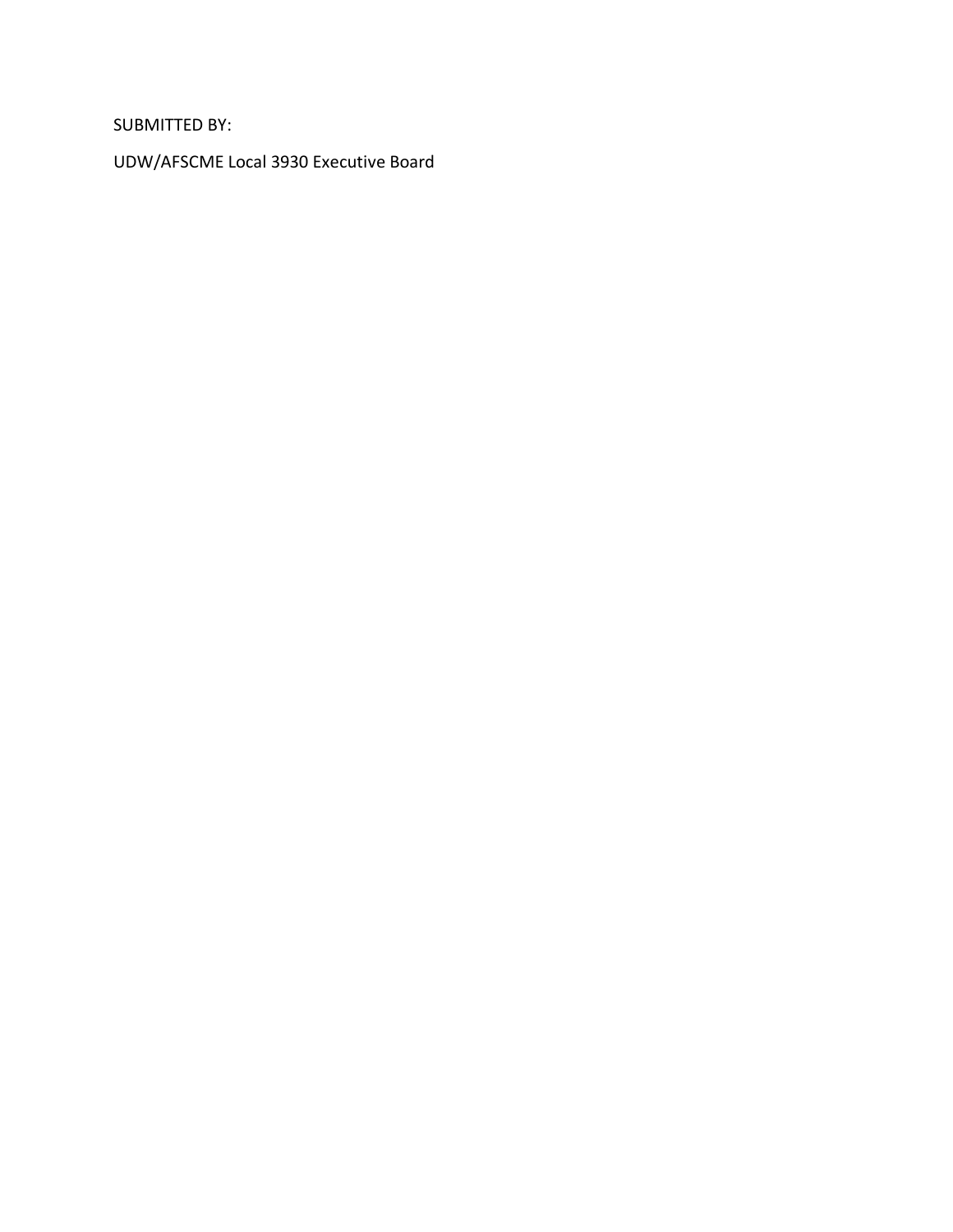SUBMITTED BY:

UDW/AFSCME Local 3930 Executive Board